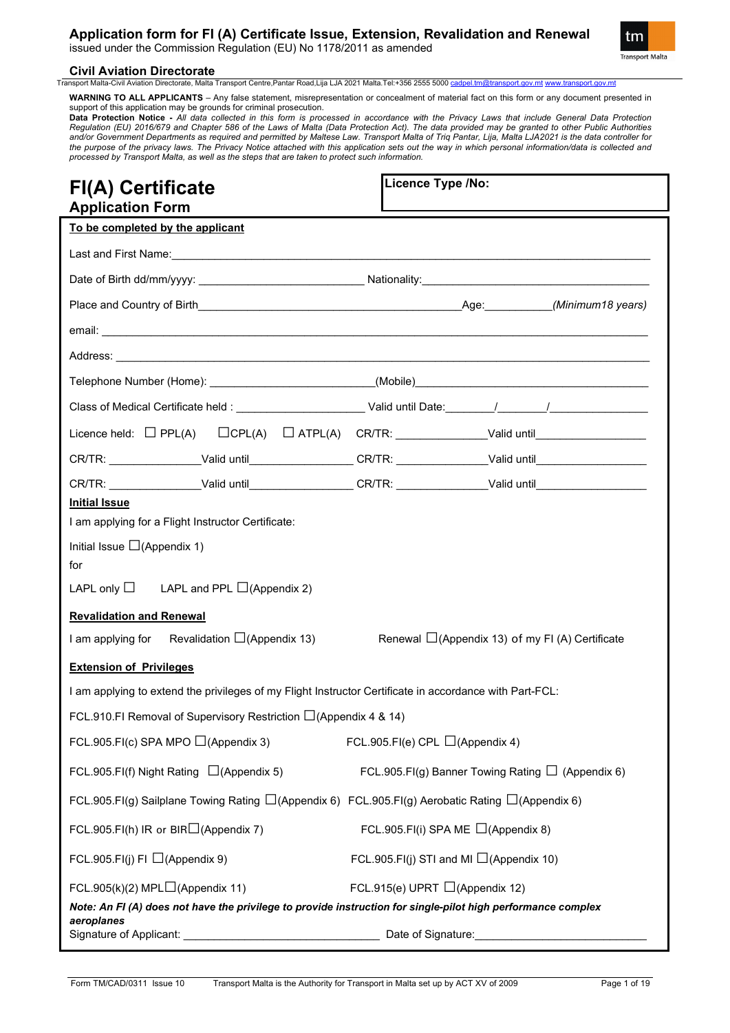# Application form for FI (A) Certificate Issue, Extension, Revalidation and Renewal

issued under the Commission Regulation (EU) No 1178/2011 as amended

**Civil Aviation Directorate**

Transport Malta-Civil Aviation Directorate, Malta Transport Centre,Pantar Road,Lija LJA 2021 Malta.Tel:+356 2555 5000 cadpel.tm@transport.gov.mt www.transport.gov.mt

**WARNING TO ALL APPLICANTS** – Any false statement, misrepresentation or concealment of material fact on this form or any document presented in support of this application may be grounds for criminal prosecution.

**Data Protection Notice -** *All data collected in this form is processed in accordance with the Privacy Laws that include General Data Protection Regulation (EU) 2016/679 and Chapter 586 of the Laws of Malta (Data Protection Act). The data provided may be granted to other Public Authorities and/or Government Departments as required and permitted by Maltese Law. Transport Malta of Triq Pantar, Lija, Malta LJA2021 is the data controller for the purpose of the privacy laws. The Privacy Notice attached with this application sets out the way in which personal information/data is collected and processed by Transport Malta, as well as the steps that are taken to protect such information.*

# FI(A) Certificate
## Application Form

**Licence Type /No:**

**To be completed by the applicant**

Last and First Name:______________________________________________________________

Date of Birth dd/mm/yyyy: ____________________ Nationality:_____________________________

Place and Country of Birth__________________________________Age:_________*(Minimum18 years)*

email: ____________________________________________________________________

Address: __________________________________________________________________

Telephone Number (Home): ____________________(Mobile)_____________________________

Class of Medical Certificate held : __________________ Valid until Date:______/______/____________

Licence held: ☐ PPL(A) ☐CPL(A) ☐ ATPL(A) CR/TR: ____________Valid until______________

CR/TR: ____________Valid until______________ CR/TR: ____________Valid until______________

CR/TR: ____________Valid until______________ CR/TR: ____________Valid until______________

**Initial Issue**

I am applying for a Flight Instructor Certificate:

Initial Issue ☐(Appendix 1)

for

LAPL only ☐ LAPL and PPL ☐(Appendix 2)

**Revalidation and Renewal**

I am applying for Revalidation ☐(Appendix 13) Renewal ☐(Appendix 13) of my FI (A) Certificate

**Extension of Privileges**

I am applying to extend the privileges of my Flight Instructor Certificate in accordance with Part-FCL:

FCL.910.FI Removal of Supervisory Restriction ☐(Appendix 4 & 14)

FCL.905.FI(c) SPA MPO ☐(Appendix 3) FCL.905.FI(e) CPL ☐(Appendix 4)

FCL.905.FI(f) Night Rating ☐(Appendix 5) FCL.905.FI(g) Banner Towing Rating ☐ (Appendix 6)

FCL.905.FI(g) Sailplane Towing Rating ☐(Appendix 6) FCL.905.FI(g) Aerobatic Rating ☐(Appendix 6)

FCL.905.FI(h) IR or BIR☐(Appendix 7) FCL.905.FI(i) SPA ME ☐(Appendix 8)

FCL.905.FI(j) FI ☐(Appendix 9) FCL.905.FI(j) STI and MI ☐(Appendix 10)

FCL.905(k)(2) MPL☐(Appendix 11) FCL.915(e) UPRT ☐(Appendix 12)

***Note: An FI (A) does not have the privilege to provide instruction for single-pilot high performance complex aeroplanes***

Signature of Applicant: ___________________________ Date of Signature:_______________________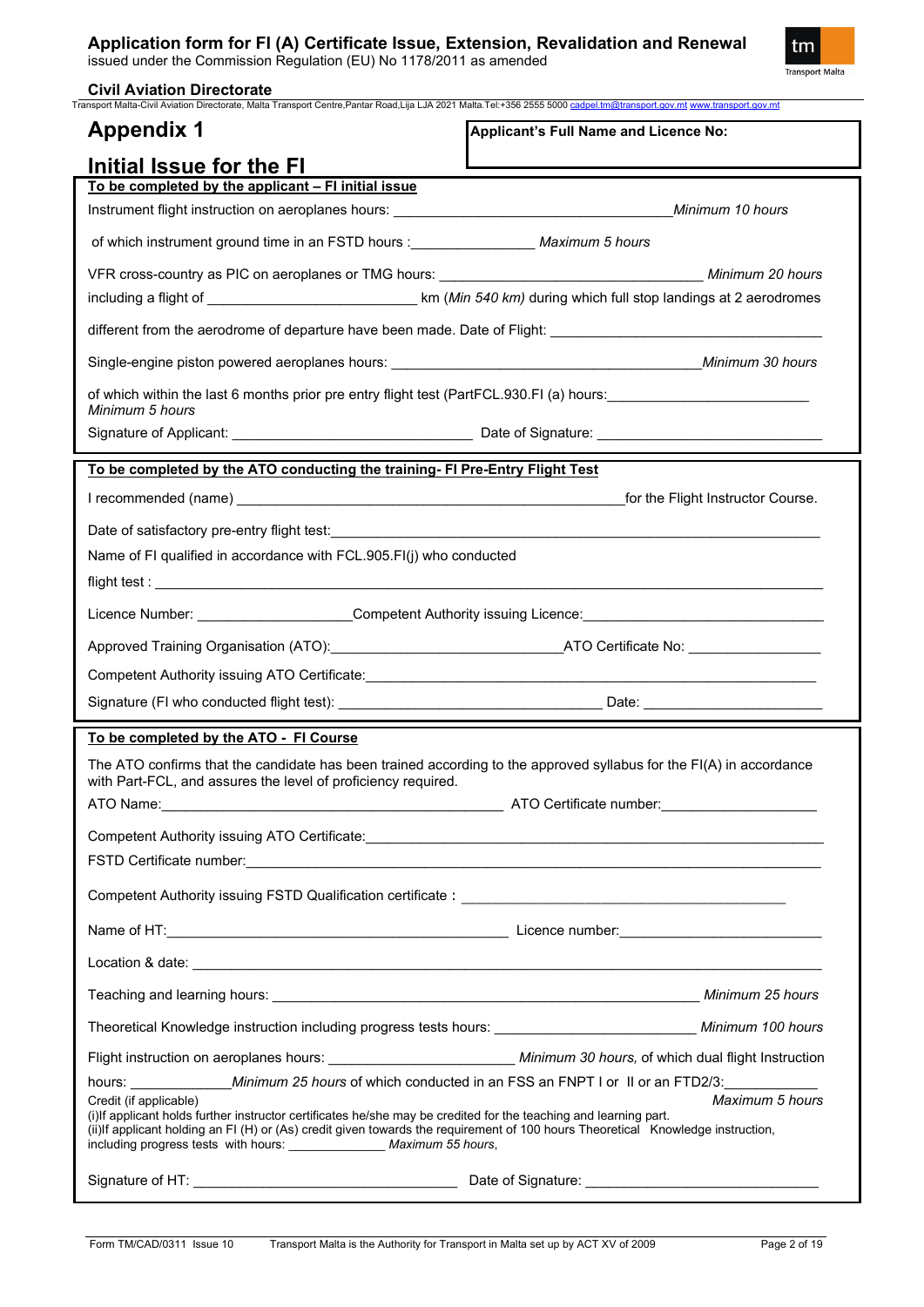# Appendix 1

**Applicant's Full Name and Licence No:**

# Initial Issue for the FI

**To be completed by the applicant – FI initial issue**

Instrument flight instruction on aeroplanes hours: ___________________________________ *Minimum 10 hours*

of which instrument ground time in an FSTD hours :________________ *Maximum 5 hours*

VFR cross-country as PIC on aeroplanes or TMG hours: _______________________________ *Minimum 20 hours*

including a flight of ___________________________ km (*Min 540 km)* during which full stop landings at 2 aerodromes

different from the aerodrome of departure have been made. Date of Flight: ___________________________________

Single-engine piston powered aeroplanes hours: _________________________________________ *Minimum 30 hours*

of which within the last 6 months prior pre entry flight test (PartFCL.930.FI (a) hours:__________________________ *Minimum 5 hours*

Signature of Applicant: _______________________________ Date of Signature: _____________________________

**To be completed by the ATO conducting the training- FI Pre-Entry Flight Test**

I recommended (name) ___________________________________________________ for the Flight Instructor Course.

Date of satisfactory pre-entry flight test:__________________________________________________________________

Name of FI qualified in accordance with FCL.905.FI(j) who conducted

flight test : ___________________________________________________________________________________

Licence Number: ___________________Competent Authority issuing Licence:_______________________________

Approved Training Organisation (ATO):______________________________ATO Certificate No: ________________

Competent Authority issuing ATO Certificate:_____________________________________________________________

Signature (FI who conducted flight test): __________________________________ Date: ______________________

**To be completed by the ATO - FI Course**

The ATO confirms that the candidate has been trained according to the approved syllabus for the FI(A) in accordance with Part-FCL, and assures the level of proficiency required.

ATO Name:_____________________________________________ ATO Certificate number:____________________

Competent Authority issuing ATO Certificate:_____________________________________________________________

FSTD Certificate number:_____________________________________________________________________________

Competent Authority issuing FSTD Qualification certificate : __________________________________________

Name of HT:_____________________________________________ Licence number:_________________________

Location & date: ___________________________________________________________________________________

Teaching and learning hours: ________________________________________________________ *Minimum 25 hours*

Theoretical Knowledge instruction including progress tests hours: _________________________ *Minimum 100 hours*

Flight instruction on aeroplanes hours: ________________________ *Minimum 30 hours,* of which dual flight Instruction

hours: _____________*Minimum 25 hours* of which conducted in an FSS an FNPT I or II or an FTD2/3:___________ *Maximum 5 hours*

Credit (if applicable)

(i)If applicant holds further instructor certificates he/she may be credited for the teaching and learning part.

(ii)If applicant holding an FI (H) or (As) credit given towards the requirement of 100 hours Theoretical Knowledge instruction, including progress tests with hours: ______________ *Maximum 55 hours*,

Signature of HT: __________________________________ Date of Signature: ______________________________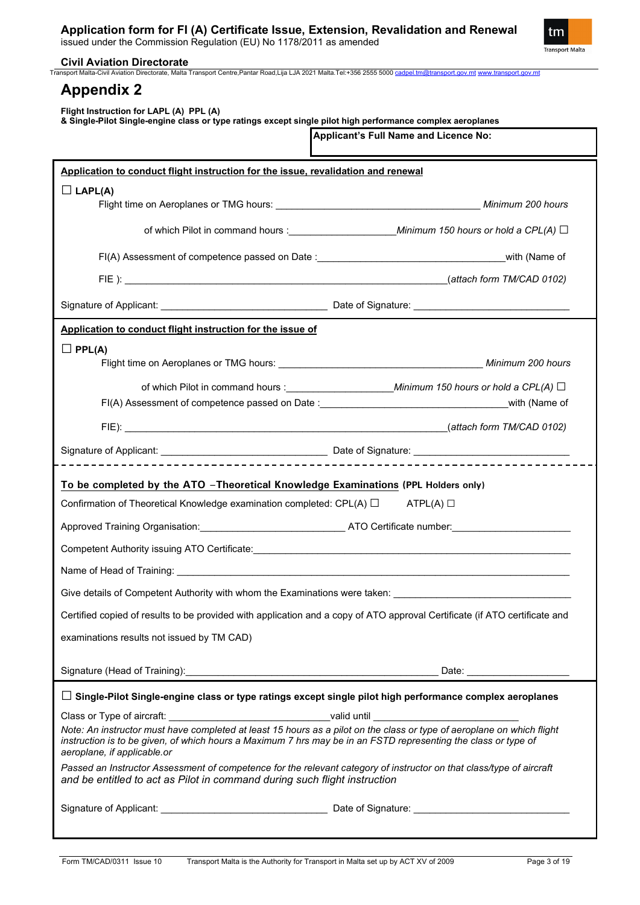# Appendix 2

**Flight Instruction for LAPL (A) PPL (A)**
**& Single-Pilot Single-engine class or type ratings except single pilot high performance complex aeroplanes**

**Applicant's Full Name and Licence No:**

**Application to conduct flight instruction for the issue, revalidation and renewal**

☐ **LAPL(A)**

Flight time on Aeroplanes or TMG hours: ______________________________ *Minimum 200 hours*

of which Pilot in command hours :__________________*Minimum 150 hours or hold a CPL(A)* ☐

FI(A) Assessment of competence passed on Date :______________________________with (Name of

FIE ): ______________________________________________________(*attach form TM/CAD 0102)*

Signature of Applicant: ______________________________ Date of Signature: ______________________________

**Application to conduct flight instruction for the issue of**

☐ **PPL(A)**

Flight time on Aeroplanes or TMG hours: ______________________________ *Minimum 200 hours*

of which Pilot in command hours :__________________*Minimum 150 hours or hold a CPL(A)* ☐

FI(A) Assessment of competence passed on Date :______________________________with (Name of

FIE): ______________________________________________________(*attach form TM/CAD 0102)*

Signature of Applicant: ______________________________ Date of Signature: ______________________________

**To be completed by the ATO –Theoretical Knowledge Examinations (PPL Holders only)**

Confirmation of Theoretical Knowledge examination completed: CPL(A) ☐ ATPL(A) ☐

Approved Training Organisation:________________________ ATO Certificate number:____________________

Competent Authority issuing ATO Certificate:______________________________________________________

Name of Head of Training: _______________________________________________________________

Give details of Competent Authority with whom the Examinations were taken: ______________________________

Certified copied of results to be provided with application and a copy of ATO approval Certificate (if ATO certificate and examinations results not issued by TM CAD)

Signature (Head of Training):____________________________________________ Date: __________________

☐ **Single-Pilot Single-engine class or type ratings except single pilot high performance complex aeroplanes**

Class or Type of aircraft: ____________________________valid until ____________________________

*Note: An instructor must have completed at least 15 hours as a pilot on the class or type of aeroplane on which flight instruction is to be given, of which hours a Maximum 7 hrs may be in an FSTD representing the class or type of aeroplane, if applicable.or*

*Passed an Instructor Assessment of competence for the relevant category of instructor on that class/type of aircraft and be entitled to act as Pilot in command during such flight instruction*

Signature of Applicant: ______________________________ Date of Signature: ______________________________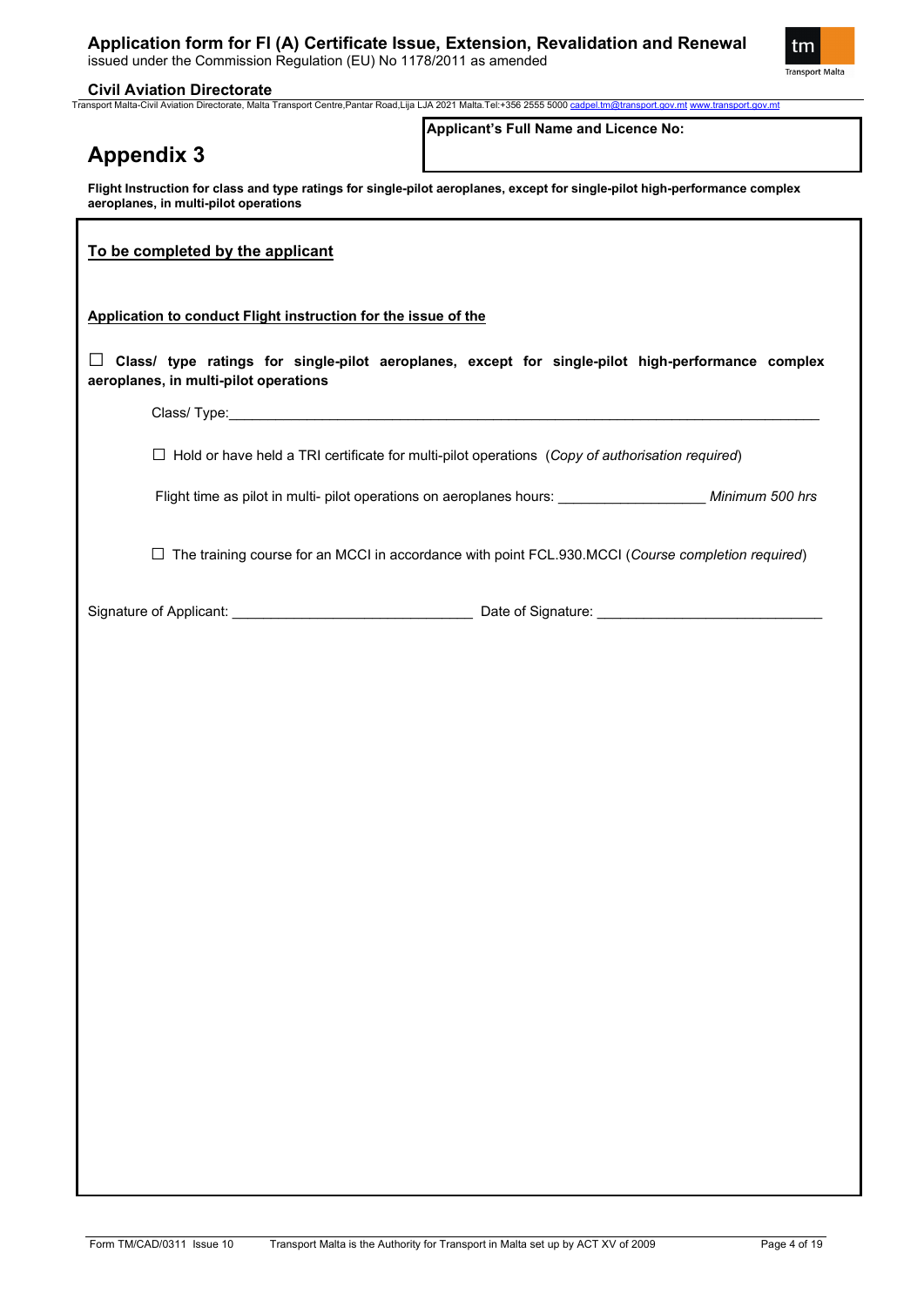# Appendix 3

**Applicant's Full Name and Licence No:**

**Flight Instruction for class and type ratings for single-pilot aeroplanes, except for single-pilot high-performance complex aeroplanes, in multi-pilot operations**

**To be completed by the applicant**

**Application to conduct Flight instruction for the issue of the**

☐ **Class/ type ratings for single-pilot aeroplanes, except for single-pilot high-performance complex aeroplanes, in multi-pilot operations**

Class/ Type:\_\_\_\_\_\_\_\_\_\_\_\_\_\_\_\_\_\_\_\_\_\_\_\_\_\_\_\_\_\_\_\_\_\_\_\_\_\_\_\_\_\_\_\_\_\_\_\_\_\_\_\_\_\_\_\_\_\_\_\_\_\_\_\_\_\_\_\_\_\_\_\_

☐ Hold or have held a TRI certificate for multi-pilot operations (*Copy of authorisation required*)

Flight time as pilot in multi- pilot operations on aeroplanes hours: \_\_\_\_\_\_\_\_\_\_\_\_\_\_\_\_\_\_ *Minimum 500 hrs*

☐ The training course for an MCCI in accordance with point FCL.930.MCCI (*Course completion required*)

Signature of Applicant: \_\_\_\_\_\_\_\_\_\_\_\_\_\_\_\_\_\_\_\_\_\_\_\_\_\_\_\_\_\_ Date of Signature: \_\_\_\_\_\_\_\_\_\_\_\_\_\_\_\_\_\_\_\_\_\_\_\_\_\_\_\_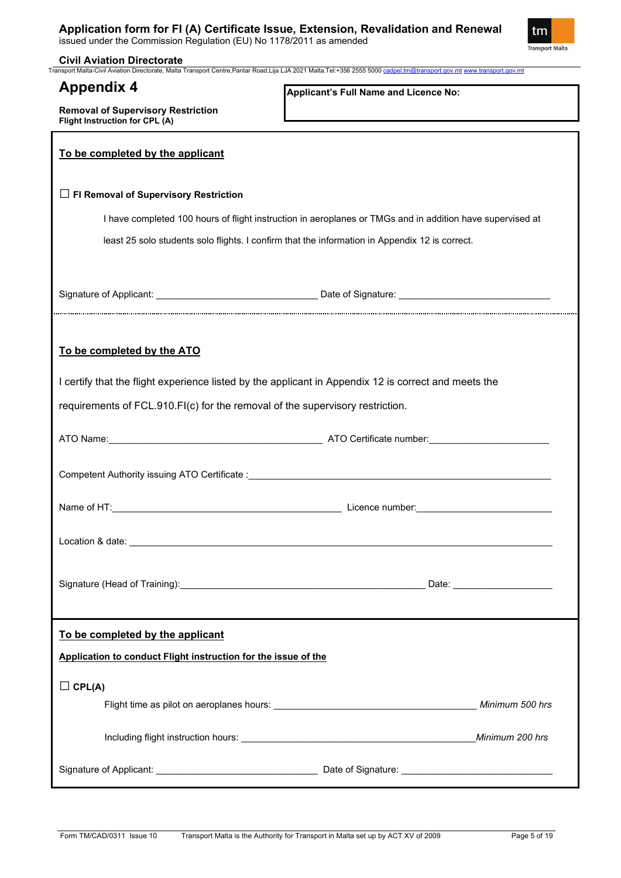## Appendix 4

**Removal of Supervisory Restriction**
**Flight Instruction for CPL (A)**

**Applicant's Full Name and Licence No:**

**To be completed by the applicant**

☐ **FI Removal of Supervisory Restriction**

I have completed 100 hours of flight instruction in aeroplanes or TMGs and in addition have supervised at least 25 solo students solo flights. I confirm that the information in Appendix 12 is correct.

Signature of Applicant: ______________________________ Date of Signature: ____________________________

**To be completed by the ATO**

I certify that the flight experience listed by the applicant in Appendix 12 is correct and meets the requirements of FCL.910.FI(c) for the removal of the supervisory restriction.

ATO Name: ________________________________________ ATO Certificate number: ______________________

Competent Authority issuing ATO Certificate : ____________________________________________________________

Name of HT: ___________________________________________ Licence number: __________________________

Location & date: ________________________________________________________________________________

Signature (Head of Training): _______________________________________________ Date: ___________________

**To be completed by the applicant**

**Application to conduct Flight instruction for the issue of the**

☐ **CPL(A)**

Flight time as pilot on aeroplanes hours: _____________________________________ *Minimum 500 hrs*

Including flight instruction hours: ____________________________________________ *Minimum 200 hrs*

Signature of Applicant: ______________________________ Date of Signature: ____________________________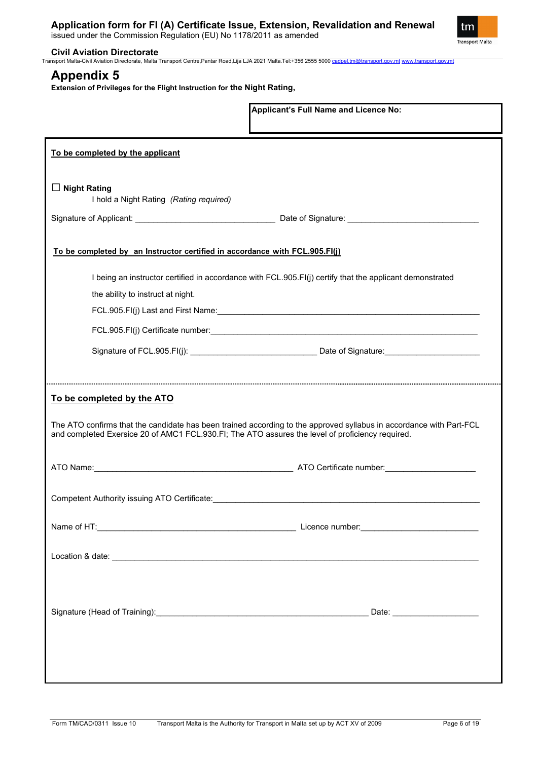# Appendix 5

**Extension of Privileges for the Flight Instruction for the Night Rating,**

**Applicant's Full Name and Licence No:**

**To be completed by the applicant**

☐ **Night Rating**

I hold a Night Rating *(Rating required)*

Signature of Applicant: ______________________________ Date of Signature: ____________________________

**To be completed by an Instructor certified in accordance with FCL.905.FI(j)**

I being an instructor certified in accordance with FCL.905.FI(j) certify that the applicant demonstrated the ability to instruct at night.

FCL.905.FI(j) Last and First Name:___________________________________________________________

FCL.905.FI(j) Certificate number:____________________________________________________________

Signature of FCL.905.FI(j): ___________________________ Date of Signature:_____________________

**To be completed by the ATO**

The ATO confirms that the candidate has been trained according to the approved syllabus in accordance with Part-FCL and completed Exersice 20 of AMC1 FCL.930.FI; The ATO assures the level of proficiency required.

ATO Name:____________________________________________ ATO Certificate number:____________________

Competent Authority issuing ATO Certificate:__________________________________________________________

Name of HT:____________________________________________ Licence number:_________________________

Location & date: __________________________________________________________________________________

Signature (Head of Training):_______________________________________________ Date: ___________________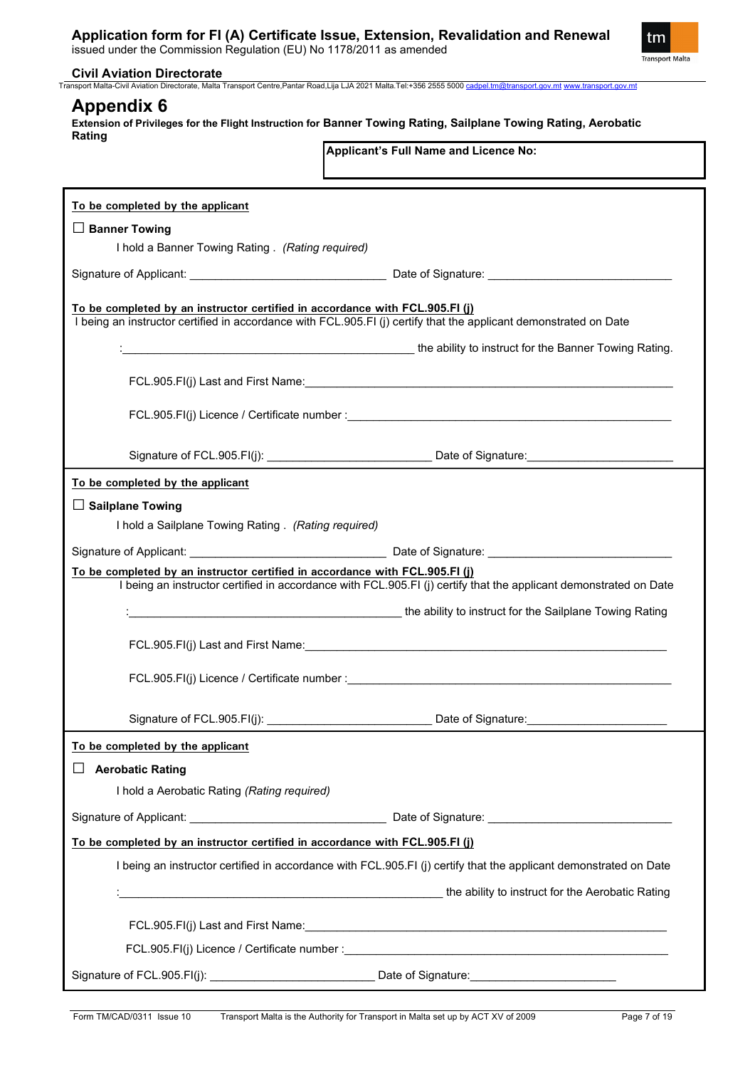# Appendix 6

**Extension of Privileges for the Flight Instruction for Banner Towing Rating, Sailplane Towing Rating, Aerobatic Rating**

**Applicant's Full Name and Licence No:**

**To be completed by the applicant**

☐ **Banner Towing**

I hold a Banner Towing Rating . *(Rating required)*

Signature of Applicant: ______________________________ Date of Signature: ____________________________

**To be completed by an instructor certified in accordance with FCL.905.FI (j)**

I being an instructor certified in accordance with FCL.905.FI (j) certify that the applicant demonstrated on Date

:_______________________________________________ the ability to instruct for the Banner Towing Rating.

FCL.905.FI(j) Last and First Name:_____________________________________________________________

FCL.905.FI(j) Licence / Certificate number :_____________________________________________________

Signature of FCL.905.FI(j): _________________________ Date of Signature:______________________

**To be completed by the applicant**

☐ **Sailplane Towing**

I hold a Sailplane Towing Rating . *(Rating required)*

Signature of Applicant: ______________________________ Date of Signature: ____________________________

**To be completed by an instructor certified in accordance with FCL.905.FI (j)**

I being an instructor certified in accordance with FCL.905.FI (j) certify that the applicant demonstrated on Date

:_____________________________________________ the ability to instruct for the Sailplane Towing Rating

FCL.905.FI(j) Last and First Name:_____________________________________________________________

FCL.905.FI(j) Licence / Certificate number :_____________________________________________________

Signature of FCL.905.FI(j): _________________________ Date of Signature:______________________

**To be completed by the applicant**

☐ **Aerobatic Rating**

I hold a Aerobatic Rating *(Rating required)*

Signature of Applicant: ______________________________ Date of Signature: ____________________________

**To be completed by an instructor certified in accordance with FCL.905.FI (j)**

I being an instructor certified in accordance with FCL.905.FI (j) certify that the applicant demonstrated on Date

:____________________________________________________ the ability to instruct for the Aerobatic Rating

FCL.905.FI(j) Last and First Name:_____________________________________________________________

FCL.905.FI(j) Licence / Certificate number :_____________________________________________________

Signature of FCL.905.FI(j): _________________________ Date of Signature:______________________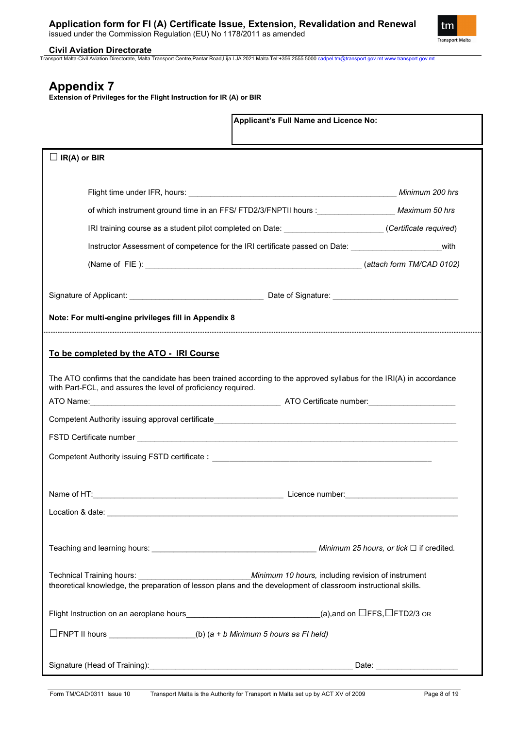# Appendix 7

**Extension of Privileges for the Flight Instruction for IR (A) or BIR**

**Applicant's Full Name and Licence No:**

☐ **IR(A) or BIR**

Flight time under IFR, hours: ______________________________ *Minimum 200 hrs*

of which instrument ground time in an FFS/ FTD2/3/FNPTII hours :______________ *Maximum 50 hrs*

IRI training course as a student pilot completed on Date: __________________ (*Certificate required*)

Instructor Assessment of competence for the IRI certificate passed on Date: _________________with

(Name of FIE ): ______________________________________ (*attach form TM/CAD 0102)*

Signature of Applicant: ________________________ Date of Signature: ________________________

**Note: For multi-engine privileges fill in Appendix 8**

## To be completed by the ATO - IRI Course

The ATO confirms that the candidate has been trained according to the approved syllabus for the IRI(A) in accordance with Part-FCL, and assures the level of proficiency required.

ATO Name:______________________________________ ATO Certificate number:__________________

Competent Authority issuing approval certificate_______________________________________________

FSTD Certificate number ______________________________________________________________

Competent Authority issuing FSTD certificate : ________________________________________

Name of HT:______________________________________ Licence number:______________________

Location & date: ____________________________________________________________________

Teaching and learning hours: ______________________________ *Minimum 25 hours, or tick* ☐ if credited.

Technical Training hours: ______________________*Minimum 10 hours,* including revision of instrument theoretical knowledge, the preparation of lesson plans and the development of classroom instructional skills.

Flight Instruction on an aeroplane hours__________________________(a),and on ☐FFS,☐FTD2/3 OR

☐FNPT II hours __________________(b) (*a + b Minimum 5 hours as FI held)*

Signature (Head of Training):____________________________________________ Date: __________________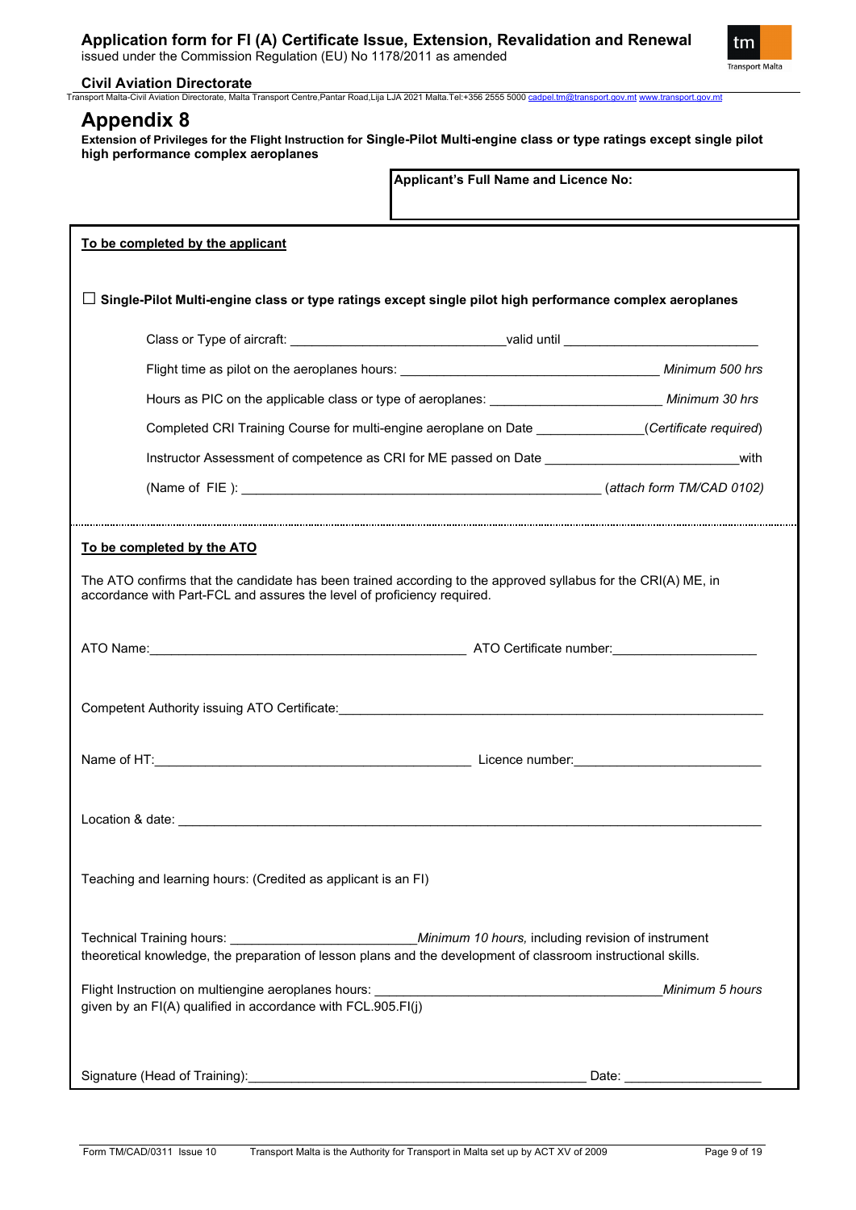# Application form for FI (A) Certificate Issue, Extension, Revalidation and Renewal

issued under the Commission Regulation (EU) No 1178/2011 as amended

**Civil Aviation Directorate**

Transport Malta-Civil Aviation Directorate, Malta Transport Centre,Pantar Road,Lija LJA 2021 Malta.Tel:+356 2555 5000 cadpel.tm@transport.gov.mt www.transport.gov.mt

## Appendix 8

**Extension of Privileges for the Flight Instruction for Single-Pilot Multi-engine class or type ratings except single pilot high performance complex aeroplanes**

| **Applicant's Full Name and Licence No:** |
|---|
| |

**To be completed by the applicant**

☐ **Single-Pilot Multi-engine class or type ratings except single pilot high performance complex aeroplanes**

Class or Type of aircraft: ______________________________valid until ____________________________

Flight time as pilot on the aeroplanes hours: ____________________________________ *Minimum 500 hrs*

Hours as PIC on the applicable class or type of aeroplanes: ________________________ *Minimum 30 hrs*

Completed CRI Training Course for multi-engine aeroplane on Date _______________(*Certificate required*)

Instructor Assessment of competence as CRI for ME passed on Date __________________________with

(Name of FIE ): ___________________________________________________ (*attach form TM/CAD 0102)*

---

**To be completed by the ATO**

The ATO confirms that the candidate has been trained according to the approved syllabus for the CRI(A) ME, in accordance with Part-FCL and assures the level of proficiency required.

ATO Name:_____________________________________________ ATO Certificate number:____________________

Competent Authority issuing ATO Certificate:_______________________________________________________________

Name of HT:_____________________________________________ Licence number:__________________________

Location & date: ___________________________________________________________________________________

Teaching and learning hours: (Credited as applicant is an FI)

Technical Training hours: _________________________*Minimum 10 hours,* including revision of instrument theoretical knowledge, the preparation of lesson plans and the development of classroom instructional skills.

Flight Instruction on multiengine aeroplanes hours: ________________________________________*Minimum 5 hours* given by an FI(A) qualified in accordance with FCL.905.FI(j)

Signature (Head of Training):_______________________________________________ Date: ___________________

Form TM/CAD/0311 Issue 10 Transport Malta is the Authority for Transport in Malta set up by ACT XV of 2009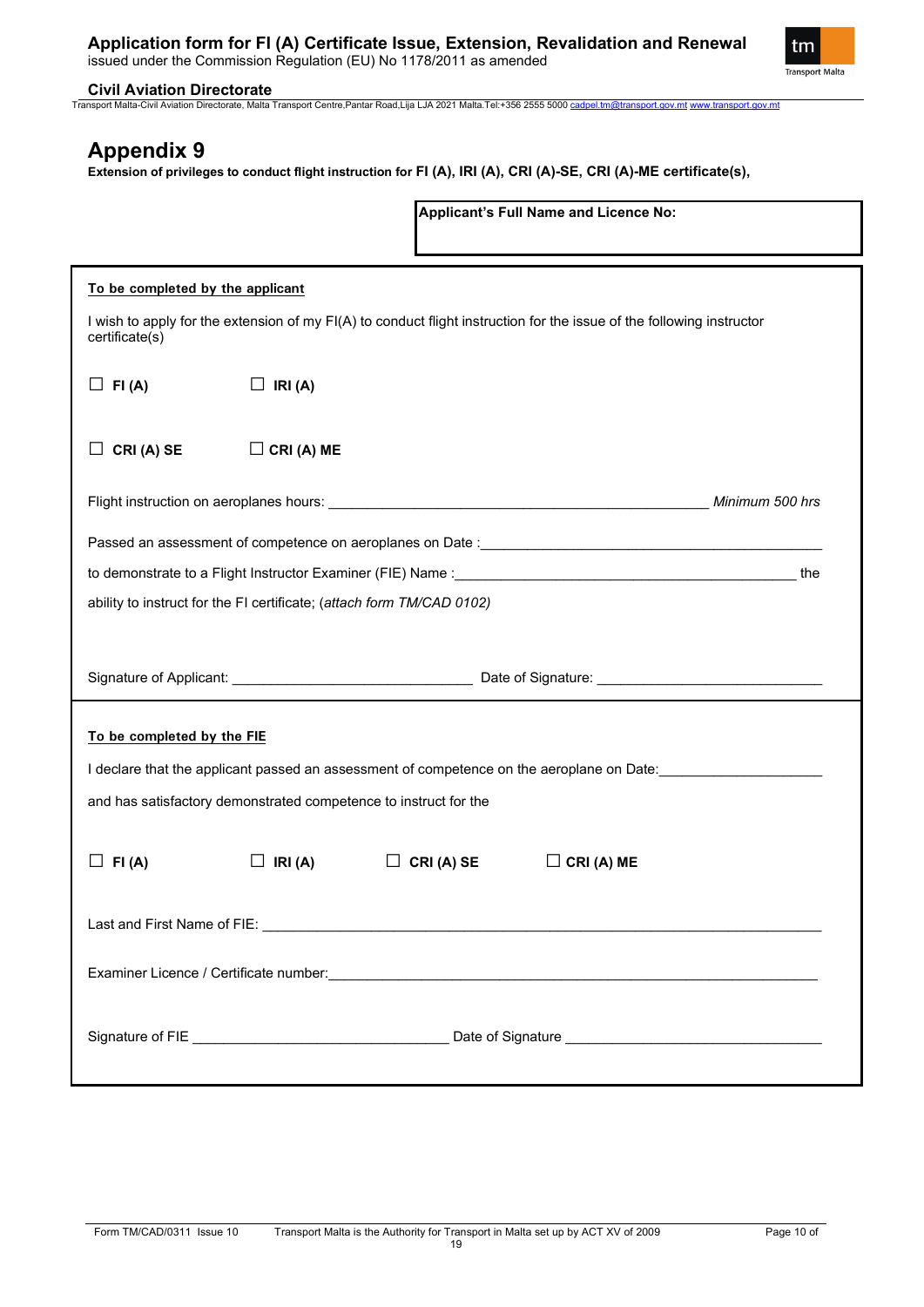# Appendix 9

**Extension of privileges to conduct flight instruction for FI (A), IRI (A), CRI (A)-SE, CRI (A)-ME certificate(s),**

**Applicant's Full Name and Licence No:**

---

**To be completed by the applicant**

I wish to apply for the extension of my FI(A) to conduct flight instruction for the issue of the following instructor certificate(s)

☐ **FI (A)** ☐ **IRI (A)**

☐ **CRI (A) SE** ☐ **CRI (A) ME**

Flight instruction on aeroplanes hours: ____________________________________________ *Minimum 500 hrs*

Passed an assessment of competence on aeroplanes on Date :__________________________________________

to demonstrate to a Flight Instructor Examiner (FIE) Name :_________________________________________ the ability to instruct for the FI certificate; (*attach form TM/CAD 0102)*

Signature of Applicant: ______________________________ Date of Signature: ____________________________

---

**To be completed by the FIE**

I declare that the applicant passed an assessment of competence on the aeroplane on Date:____________________

and has satisfactory demonstrated competence to instruct for the

☐ **FI (A)** ☐ **IRI (A)** ☐ **CRI (A) SE** ☐ **CRI (A) ME**

Last and First Name of FIE: _____________________________________________________________________

Examiner Licence / Certificate number:_____________________________________________________________

Signature of FIE ________________________________ Date of Signature ________________________________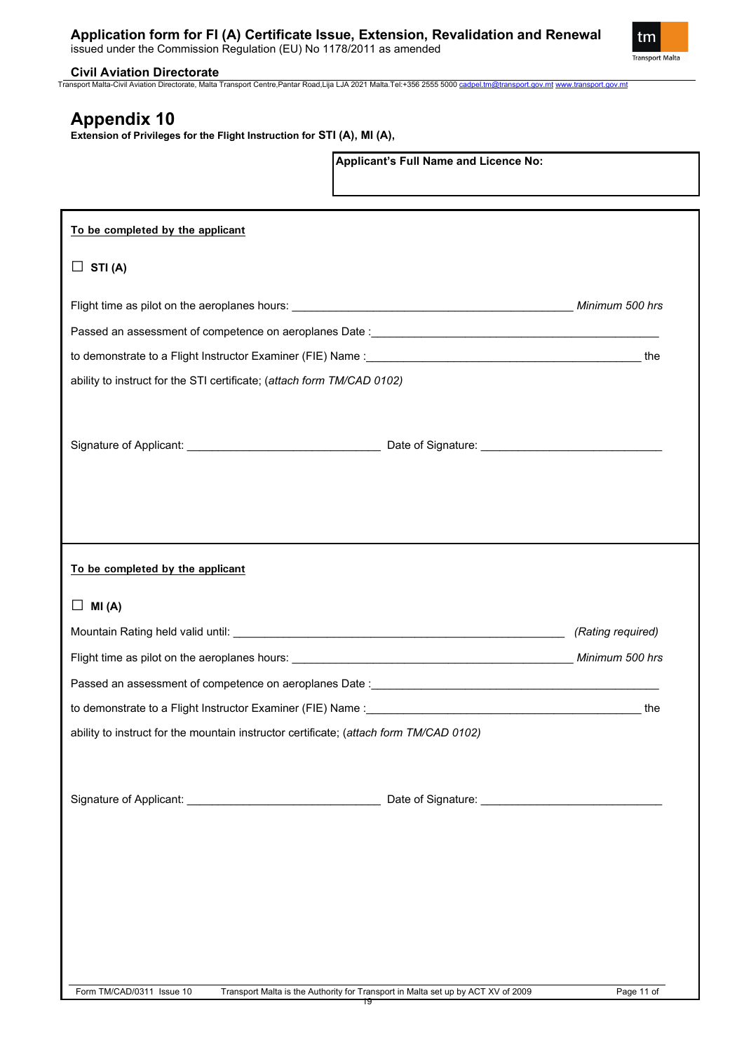# Appendix 10

**Extension of Privileges for the Flight Instruction for STI (A), MI (A),**

| Applicant's Full Name and Licence No: |
|---|
| |

**To be completed by the applicant**

☐ **STI (A)**

Flight time as pilot on the aeroplanes hours: _______________________________________________ *Minimum 500 hrs*

Passed an assessment of competence on aeroplanes Date :_______________________________________________

to demonstrate to a Flight Instructor Examiner (FIE) Name :_______________________________________________ the ability to instruct for the STI certificate; (*attach form TM/CAD 0102)*

Signature of Applicant: ______________________________ Date of Signature: ____________________________

**To be completed by the applicant**

☐ **MI (A)**

Mountain Rating held valid until: _______________________________________________________ *(Rating required)*

Flight time as pilot on the aeroplanes hours: _______________________________________________ *Minimum 500 hrs*

Passed an assessment of competence on aeroplanes Date :_______________________________________________

to demonstrate to a Flight Instructor Examiner (FIE) Name :_______________________________________________ the ability to instruct for the mountain instructor certificate; (*attach form TM/CAD 0102)*

Signature of Applicant: ______________________________ Date of Signature: ____________________________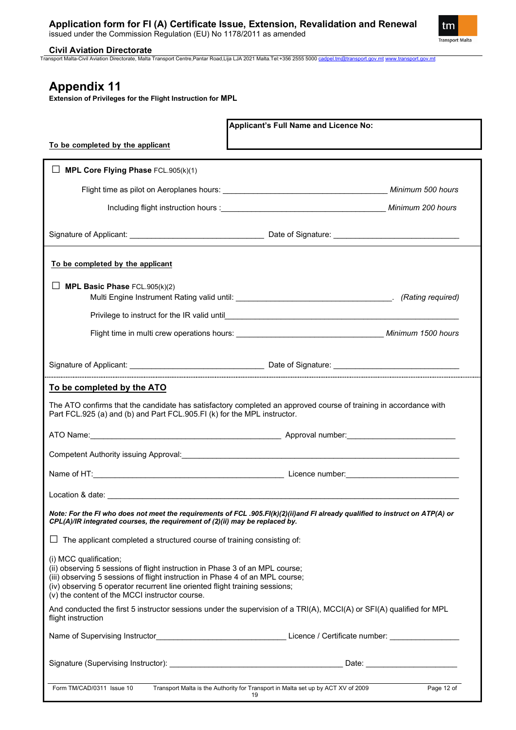# Appendix 11

**Extension of Privileges for the Flight Instruction for MPL**

**Applicant's Full Name and Licence No:**

**To be completed by the applicant**

☐ **MPL Core Flying Phase** FCL.905(k)(1)

Flight time as pilot on Aeroplanes hours: ____________________________ *Minimum 500 hours*

Including flight instruction hours : ____________________________ *Minimum 200 hours*

Signature of Applicant: ______________________ Date of Signature: ______________________

**To be completed by the applicant**

☐ **MPL Basic Phase** FCL.905(k)(2)

Multi Engine Instrument Rating valid until: ____________________________. *(Rating required)*

Privilege to instruct for the IR valid until____________________________

Flight time in multi crew operations hours: ____________________________ *Minimum 1500 hours*

Signature of Applicant: ______________________ Date of Signature: ______________________

## To be completed by the ATO

The ATO confirms that the candidate has satisfactory completed an approved course of training in accordance with Part FCL.925 (a) and (b) and Part FCL.905.FI (k) for the MPL instructor.

ATO Name:______________________ Approval number:______________________

Competent Authority issuing Approval:____________________________

Name of HT:______________________ Licence number:______________________

Location & date: ____________________________

***Note: For the FI who does not meet the requirements of FCL .905.FI(k)(2)(ii)and FI already qualified to instruct on ATP(A) or CPL(A)/IR integrated courses, the requirement of (2)(ii) may be replaced by.***

☐ The applicant completed a structured course of training consisting of:

(i) MCC qualification;
(ii) observing 5 sessions of flight instruction in Phase 3 of an MPL course;
(iii) observing 5 sessions of flight instruction in Phase 4 of an MPL course;
(iv) observing 5 operator recurrent line oriented flight training sessions;
(v) the content of the MCCI instructor course.

And conducted the first 5 instructor sessions under the supervision of a TRI(A), MCCI(A) or SFI(A) qualified for MPL flight instruction

Name of Supervising Instructor______________________ Licence / Certificate number: ______________

Signature (Supervising Instructor): ______________________ Date: ______________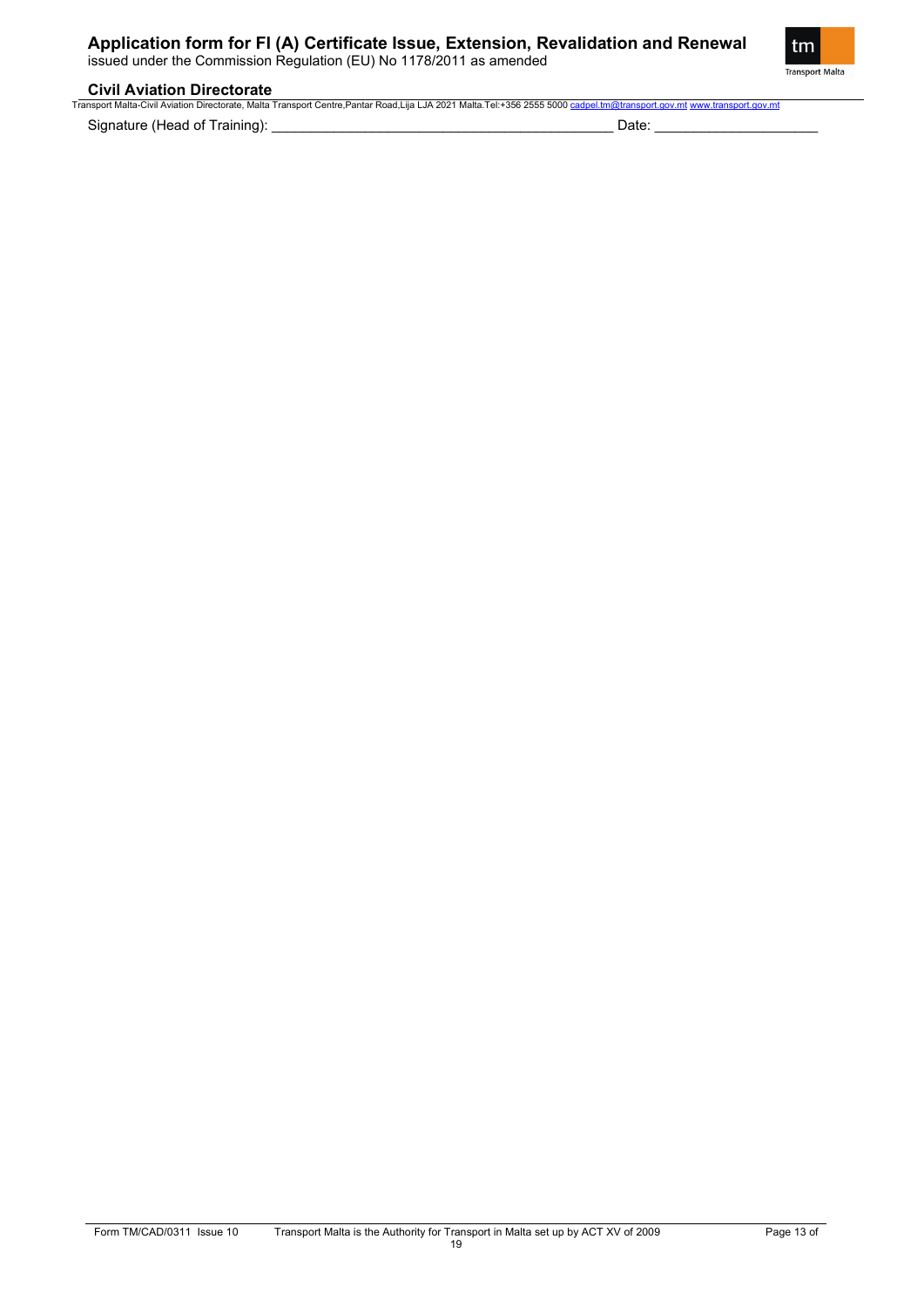Signature (Head of Training): ___________________________________________ Date: ____________________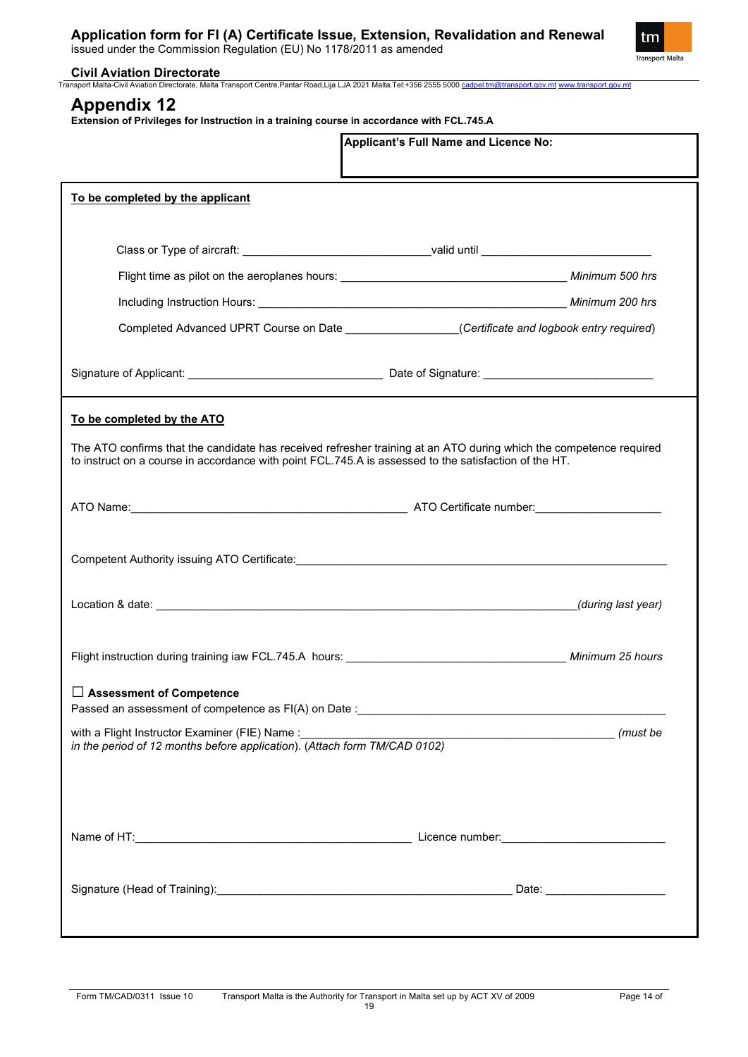## Appendix 12

**Extension of Privileges for Instruction in a training course in accordance with FCL.745.A**

| **Applicant's Full Name and Licence No:** |
|---|
| |

**To be completed by the applicant**

Class or Type of aircraft: _____________________________ valid until ___________________________

Flight time as pilot on the aeroplanes hours: ____________________________________ *Minimum 500 hrs*

Including Instruction Hours: ___________________________________________________ *Minimum 200 hrs*

Completed Advanced UPRT Course on Date _________________ (*Certificate and logbook entry required*)

Signature of Applicant: ______________________________ Date of Signature: __________________________

**To be completed by the ATO**

The ATO confirms that the candidate has received refresher training at an ATO during which the competence required to instruct on a course in accordance with point FCL.745.A is assessed to the satisfaction of the HT.

ATO Name: ____________________________________________ ATO Certificate number: ____________________

Competent Authority issuing ATO Certificate: ______________________________________________________________

Location & date: ___________________________________________________________________ *(during last year)*

Flight instruction during training iaw FCL.745.A hours: __________________________________ *Minimum 25 hours*

☐ **Assessment of Competence**

Passed an assessment of competence as FI(A) on Date : ____________________________________________________

with a Flight Instructor Examiner (FIE) Name : ____________________________________________________ *(must be in the period of 12 months before application*). (*Attach form TM/CAD 0102)*

Name of HT: ___________________________________________ Licence number: _________________________

Signature (Head of Training): _______________________________________________ Date: ___________________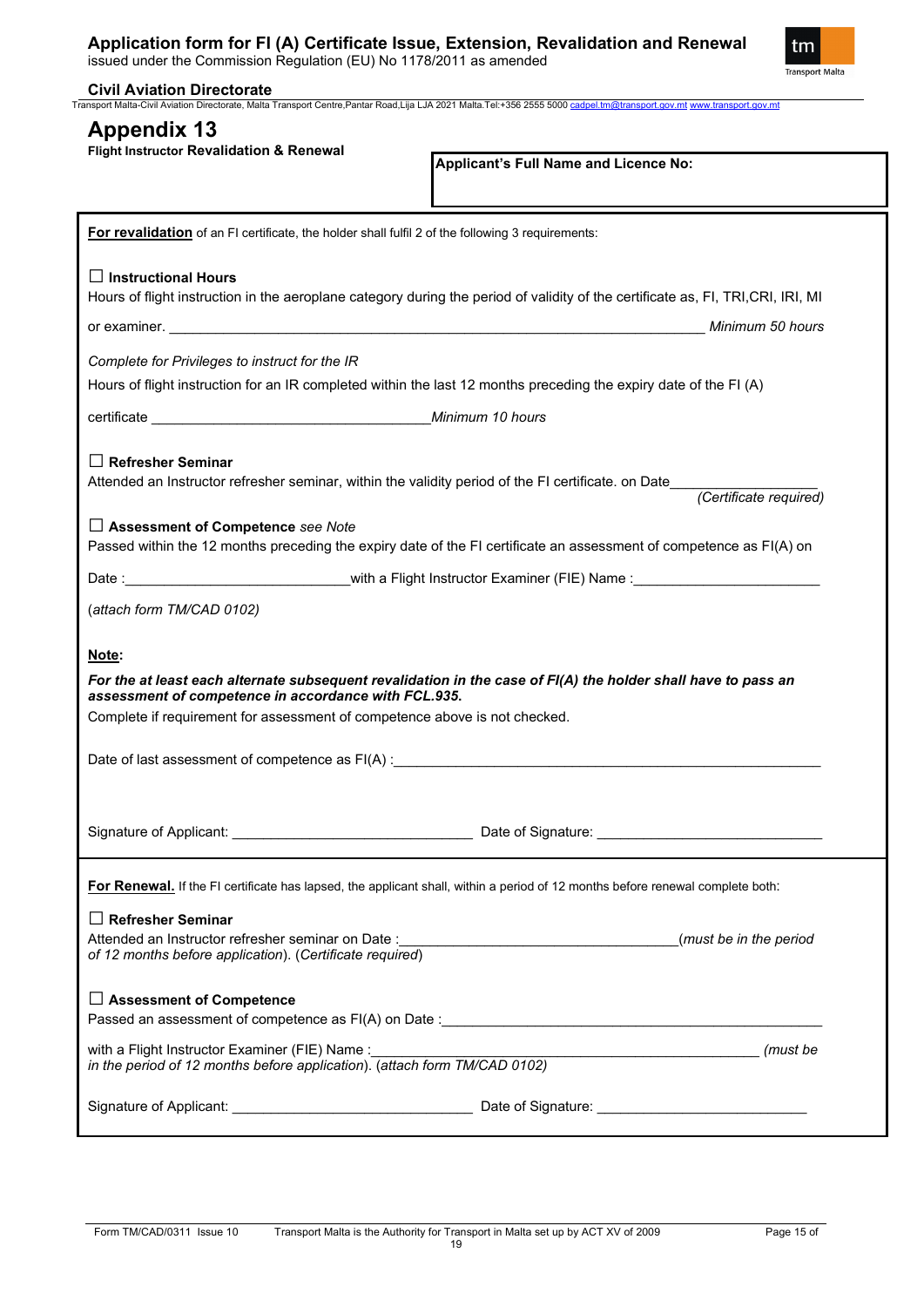# Application form for FI (A) Certificate Issue, Extension, Revalidation and Renewal

issued under the Commission Regulation (EU) No 1178/2011 as amended

**Civil Aviation Directorate**

Transport Malta-Civil Aviation Directorate, Malta Transport Centre,Pantar Road,Lija LJA 2021 Malta.Tel:+356 2555 5000 cadpel.tm@transport.gov.mt www.transport.gov.mt

## Appendix 13

**Flight Instructor Revalidation & Renewal**

**Applicant's Full Name and Licence No:**

**For revalidation** of an FI certificate, the holder shall fulfil 2 of the following 3 requirements:

☐ **Instructional Hours**

Hours of flight instruction in the aeroplane category during the period of validity of the certificate as, FI, TRI,CRI, IRI, MI or examiner. ______________________________ *Minimum 50 hours*

*Complete for Privileges to instruct for the IR*

Hours of flight instruction for an IR completed within the last 12 months preceding the expiry date of the FI (A) certificate ______________________________ *Minimum 10 hours*

☐ **Refresher Seminar**

Attended an Instructor refresher seminar, within the validity period of the FI certificate. on Date__________________ *(Certificate required)*

☐ **Assessment of Competence** *see Note*

Passed within the 12 months preceding the expiry date of the FI certificate an assessment of competence as FI(A) on

Date :____________________________with a Flight Instructor Examiner (FIE) Name :________________________

(*attach form TM/CAD 0102*)

**Note:**

***For the at least each alternate subsequent revalidation in the case of FI(A) the holder shall have to pass an assessment of competence in accordance with FCL.935.***

Complete if requirement for assessment of competence above is not checked.

Date of last assessment of competence as FI(A) :________________________________________________

Signature of Applicant: ______________________________ Date of Signature: ____________________________

**For Renewal.** If the FI certificate has lapsed, the applicant shall, within a period of 12 months before renewal complete both:

☐ **Refresher Seminar**

Attended an Instructor refresher seminar on Date :__________________________________(*must be in the period of 12 months before application*). (*Certificate required*)

☐ **Assessment of Competence**

Passed an assessment of competence as FI(A) on Date :_______________________________________________

with a Flight Instructor Examiner (FIE) Name :_____________________________________________ *(must be in the period of 12 months before application*). (*attach form TM/CAD 0102*)

Signature of Applicant: ______________________________ Date of Signature: ___________________________

Form TM/CAD/0311 Issue 10 Transport Malta is the Authority for Transport in Malta set up by ACT XV of 2009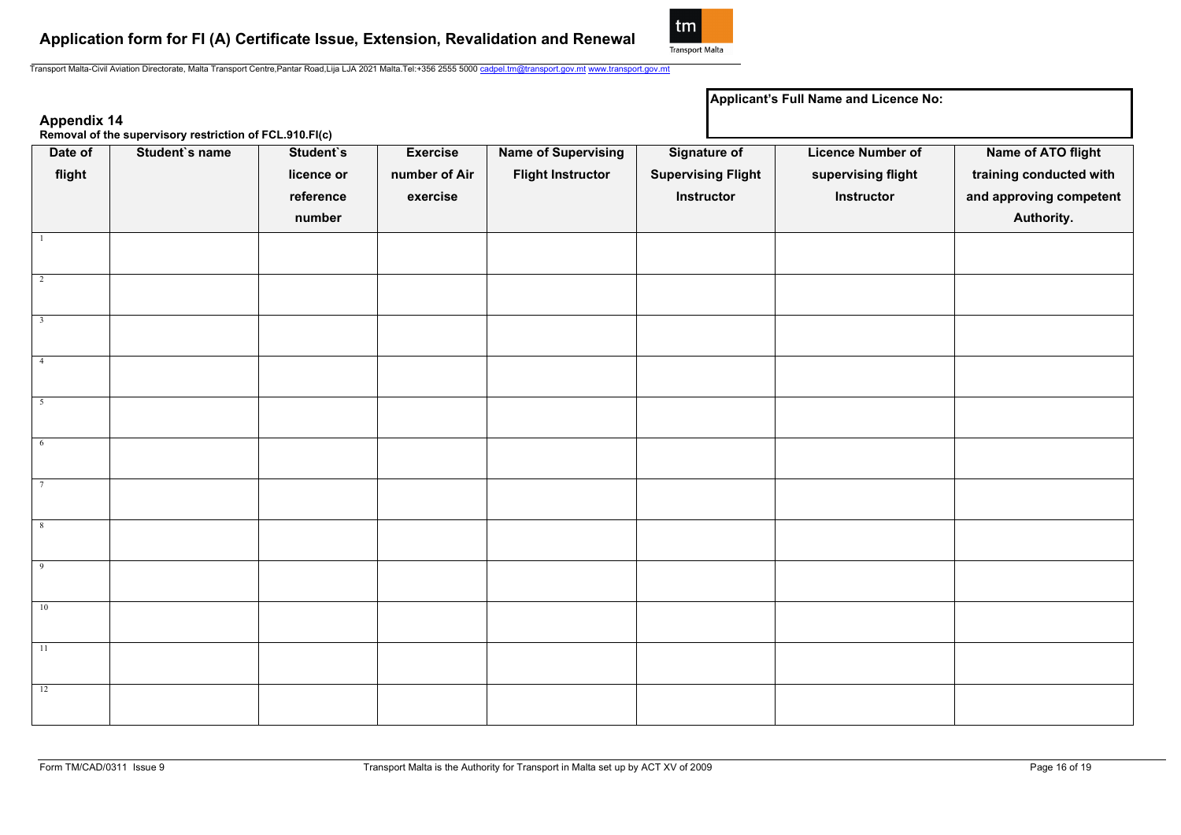**Applicant's Full Name and Licence No:**

## Appendix 14

**Removal of the supervisory restriction of FCL.910.FI(c)**

| Date of flight | Student`s name | Student`s licence or reference number | Exercise number of Air exercise | Name of Supervising Flight Instructor | Signature of Supervising Flight Instructor | Licence Number of supervising flight Instructor | Name of ATO flight training conducted with and approving competent Authority. |
|---|---|---|---|---|---|---|---|
| 1 | | | | | | | |
| 2 | | | | | | | |
| 3 | | | | | | | |
| 4 | | | | | | | |
| 5 | | | | | | | |
| 6 | | | | | | | |
| 7 | | | | | | | |
| 8 | | | | | | | |
| 9 | | | | | | | |
| 10 | | | | | | | |
| 11 | | | | | | | |
| 12 | | | | | | | |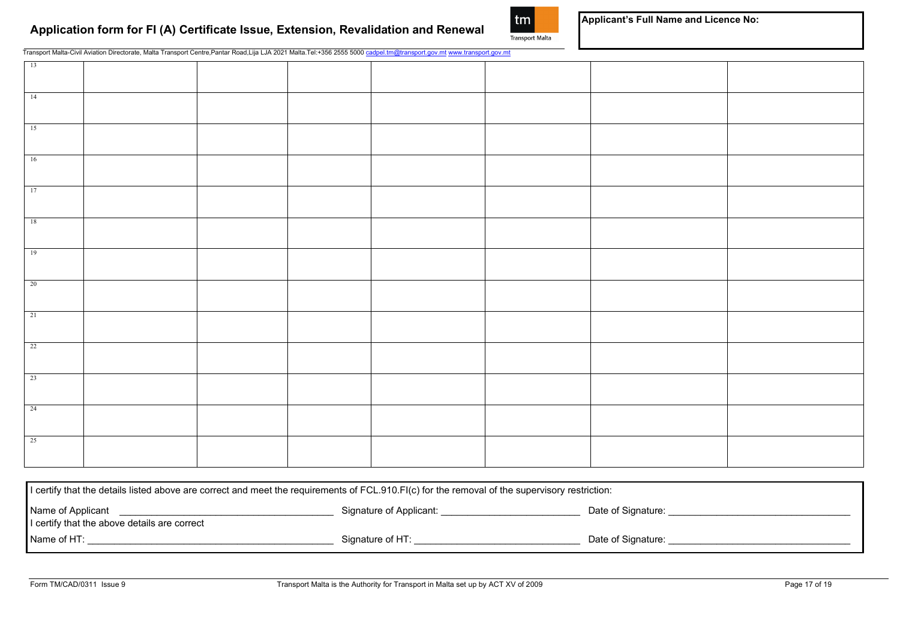# Application form for FI (A) Certificate Issue, Extension, Revalidation and Renewal

**Applicant's Full Name and Licence No:**

Transport Malta-Civil Aviation Directorate, Malta Transport Centre,Pantar Road,Lija LJA 2021 Malta.Tel:+356 2555 5000 cadpel.tm@transport.gov.mt www.transport.gov.mt

| | | | | | | | |
|---|---|---|---|---|---|---|---|
| 13 | | | | | | | |
| 14 | | | | | | | |
| 15 | | | | | | | |
| 16 | | | | | | | |
| 17 | | | | | | | |
| 18 | | | | | | | |
| 19 | | | | | | | |
| 20 | | | | | | | |
| 21 | | | | | | | |
| 22 | | | | | | | |
| 23 | | | | | | | |
| 24 | | | | | | | |
| 25 | | | | | | | |

I certify that the details listed above are correct and meet the requirements of FCL.910.FI(c) for the removal of the supervisory restriction:

Name of Applicant ______________________ Signature of Applicant: ______________________ Date of Signature: ______________________

I certify that the above details are correct

Name of HT: ______________________ Signature of HT: ______________________ Date of Signature: ______________________

Form TM/CAD/0311 Issue 9 — Transport Malta is the Authority for Transport in Malta set up by ACT XV of 2009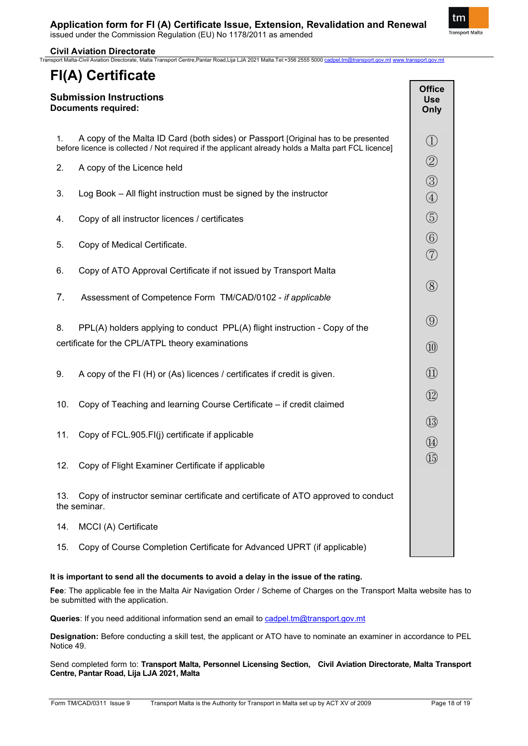# FI(A) Certificate

**Submission Instructions**
**Documents required:**

| Document | Office Use Only |
|---|---|
| 1. A copy of the Malta ID Card (both sides) or Passport [Original has to be presented before licence is collected / Not required if the applicant already holds a Malta part FCL licence] | ① |
| 2. A copy of the Licence held | ② |
| 3. Log Book – All flight instruction must be signed by the instructor | ③ |
| 4. Copy of all instructor licences / certificates | ④ |
| 5. Copy of Medical Certificate. | ⑤ |
| 6. Copy of ATO Approval Certificate if not issued by Transport Malta | ⑥ |
| 7. Assessment of Competence Form TM/CAD/0102 - *if applicable* | ⑦ |
| 8. PPL(A) holders applying to conduct PPL(A) flight instruction - Copy of the certificate for the CPL/ATPL theory examinations | ⑧ |
| 9. A copy of the FI (H) or (As) licences / certificates if credit is given. | ⑨ |
| 10. Copy of Teaching and learning Course Certificate – if credit claimed | ⑩ |
| 11. Copy of FCL.905.FI(j) certificate if applicable | ⑪ |
| 12. Copy of Flight Examiner Certificate if applicable | ⑫ |
| 13. Copy of instructor seminar certificate and certificate of ATO approved to conduct the seminar. | ⑬ |
| 14. MCCI (A) Certificate | ⑭ |
| 15. Copy of Course Completion Certificate for Advanced UPRT (if applicable) | ⑮ |

**It is important to send all the documents to avoid a delay in the issue of the rating.**

**Fee**: The applicable fee in the Malta Air Navigation Order / Scheme of Charges on the Transport Malta website has to be submitted with the application.

**Queries**: If you need additional information send an email to cadpel.tm@transport.gov.mt

**Designation:** Before conducting a skill test, the applicant or ATO have to nominate an examiner in accordance to PEL Notice 49.

Send completed form to: **Transport Malta, Personnel Licensing Section, Civil Aviation Directorate, Malta Transport Centre, Pantar Road, Lija LJA 2021, Malta**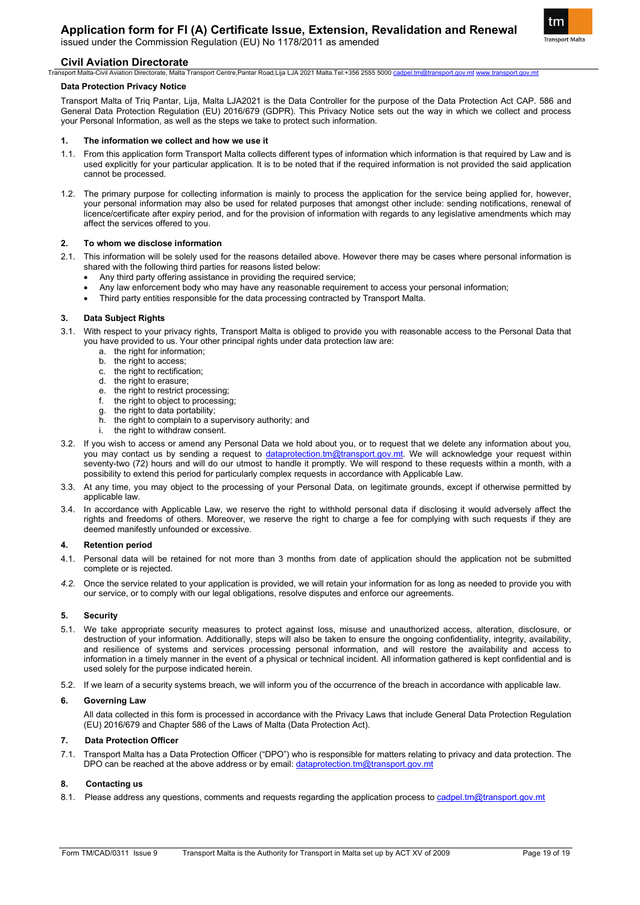## Data Protection Privacy Notice

Transport Malta of Triq Pantar, Lija, Malta LJA2021 is the Data Controller for the purpose of the Data Protection Act CAP. 586 and General Data Protection Regulation (EU) 2016/679 (GDPR). This Privacy Notice sets out the way in which we collect and process your Personal Information, as well as the steps we take to protect such information.

### 1. The information we collect and how we use it

1.1. From this application form Transport Malta collects different types of information which information is that required by Law and is used explicitly for your particular application. It is to be noted that if the required information is not provided the said application cannot be processed.

1.2. The primary purpose for collecting information is mainly to process the application for the service being applied for, however, your personal information may also be used for related purposes that amongst other include: sending notifications, renewal of licence/certificate after expiry period, and for the provision of information with regards to any legislative amendments which may affect the services offered to you.

### 2. To whom we disclose information

2.1. This information will be solely used for the reasons detailed above. However there may be cases where personal information is shared with the following third parties for reasons listed below:

- Any third party offering assistance in providing the required service;
- Any law enforcement body who may have any reasonable requirement to access your personal information;
- Third party entities responsible for the data processing contracted by Transport Malta.

### 3. Data Subject Rights

3.1. With respect to your privacy rights, Transport Malta is obliged to provide you with reasonable access to the Personal Data that you have provided to us. Your other principal rights under data protection law are:

a. the right for information;
b. the right to access;
c. the right to rectification;
d. the right to erasure;
e. the right to restrict processing;
f. the right to object to processing;
g. the right to data portability;
h. the right to complain to a supervisory authority; and
i. the right to withdraw consent.

3.2. If you wish to access or amend any Personal Data we hold about you, or to request that we delete any information about you, you may contact us by sending a request to dataprotection.tm@transport.gov.mt. We will acknowledge your request within seventy-two (72) hours and will do our utmost to handle it promptly. We will respond to these requests within a month, with a possibility to extend this period for particularly complex requests in accordance with Applicable Law.

3.3. At any time, you may object to the processing of your Personal Data, on legitimate grounds, except if otherwise permitted by applicable law.

3.4. In accordance with Applicable Law, we reserve the right to withhold personal data if disclosing it would adversely affect the rights and freedoms of others. Moreover, we reserve the right to charge a fee for complying with such requests if they are deemed manifestly unfounded or excessive.

### 4. Retention period

4.1. Personal data will be retained for not more than 3 months from date of application should the application not be submitted complete or is rejected.

*4.2.* Once the service related to your application is provided, we will retain your information for as long as needed to provide you with our service, or to comply with our legal obligations, resolve disputes and enforce our agreements.

### 5. Security

5.1. We take appropriate security measures to protect against loss, misuse and unauthorized access, alteration, disclosure, or destruction of your information. Additionally, steps will also be taken to ensure the ongoing confidentiality, integrity, availability, and resilience of systems and services processing personal information, and will restore the availability and access to information in a timely manner in the event of a physical or technical incident. All information gathered is kept confidential and is used solely for the purpose indicated herein.

5.2. If we learn of a security systems breach, we will inform you of the occurrence of the breach in accordance with applicable law.

### 6. Governing Law

All data collected in this form is processed in accordance with the Privacy Laws that include General Data Protection Regulation (EU) 2016/679 and Chapter 586 of the Laws of Malta (Data Protection Act).

### 7. Data Protection Officer

7.1. Transport Malta has a Data Protection Officer ("DPO") who is responsible for matters relating to privacy and data protection. The DPO can be reached at the above address or by email: dataprotection.tm@transport.gov.mt

### 8. Contacting us

8.1. Please address any questions, comments and requests regarding the application process to cadpel.tm@transport.gov.mt